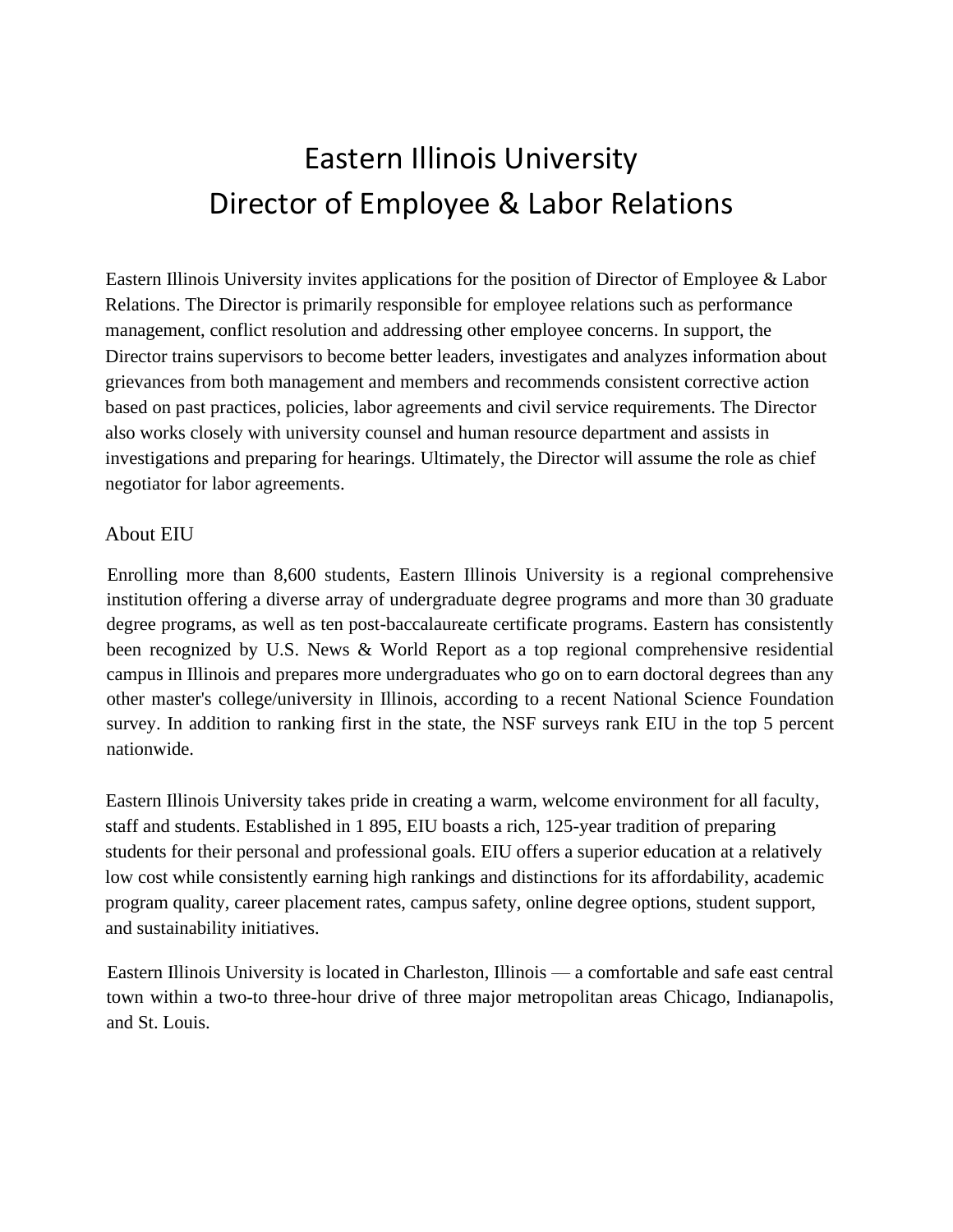# Eastern Illinois University
# Director of Employee & Labor Relations

Eastern Illinois University invites applications for the position of Director of Employee & Labor Relations. The Director is primarily responsible for employee relations such as performance management, conflict resolution and addressing other employee concerns. In support, the Director trains supervisors to become better leaders, investigates and analyzes information about grievances from both management and members and recommends consistent corrective action based on past practices, policies, labor agreements and civil service requirements. The Director also works closely with university counsel and human resource department and assists in investigations and preparing for hearings. Ultimately, the Director will assume the role as chief negotiator for labor agreements.

## About EIU

Enrolling more than 8,600 students, Eastern Illinois University is a regional comprehensive institution offering a diverse array of undergraduate degree programs and more than 30 graduate degree programs, as well as ten post-baccalaureate certificate programs. Eastern has consistently been recognized by U.S. News & World Report as a top regional comprehensive residential campus in Illinois and prepares more undergraduates who go on to earn doctoral degrees than any other master's college/university in Illinois, according to a recent National Science Foundation survey. In addition to ranking first in the state, the NSF surveys rank EIU in the top 5 percent nationwide.

Eastern Illinois University takes pride in creating a warm, welcome environment for all faculty, staff and students. Established in 1 895, EIU boasts a rich, 125-year tradition of preparing students for their personal and professional goals. EIU offers a superior education at a relatively low cost while consistently earning high rankings and distinctions for its affordability, academic program quality, career placement rates, campus safety, online degree options, student support, and sustainability initiatives.

Eastern Illinois University is located in Charleston, Illinois — a comfortable and safe east central town within a two-to three-hour drive of three major metropolitan areas Chicago, Indianapolis, and St. Louis.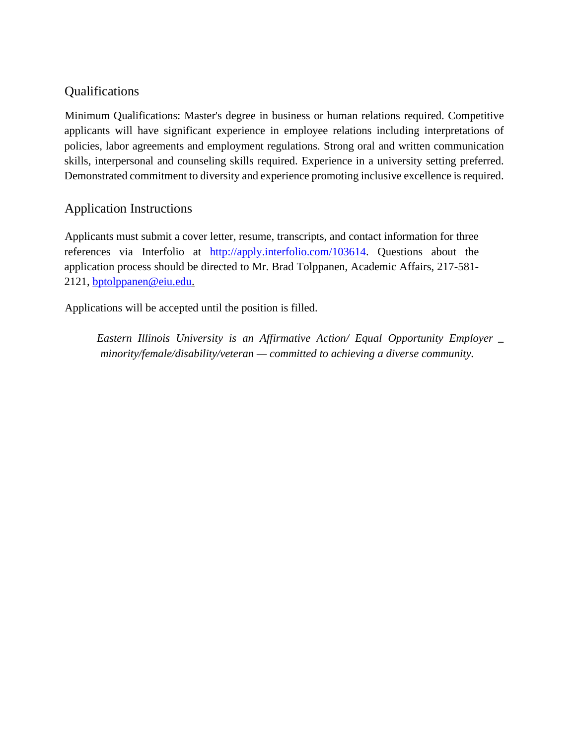## Qualifications

Minimum Qualifications: Master's degree in business or human relations required. Competitive applicants will have significant experience in employee relations including interpretations of policies, labor agreements and employment regulations. Strong oral and written communication skills, interpersonal and counseling skills required. Experience in a university setting preferred. Demonstrated commitment to diversity and experience promoting inclusive excellence is required.

## Application Instructions

Applicants must submit a cover letter, resume, transcripts, and contact information for three references via Interfolio at [http://apply.interfolio.com/103614](http://apply.interfolio.com/103614). Questions about the application process should be directed to Mr. Brad Tolppanen, Academic Affairs, 217-581-2121, [bptolppanen@eiu.edu.](mailto:bptolppanen@eiu.edu)

Applications will be accepted until the position is filled.

*Eastern Illinois University is an Affirmative Action/ Equal Opportunity Employer – minority/female/disability/veteran — committed to achieving a diverse community.*